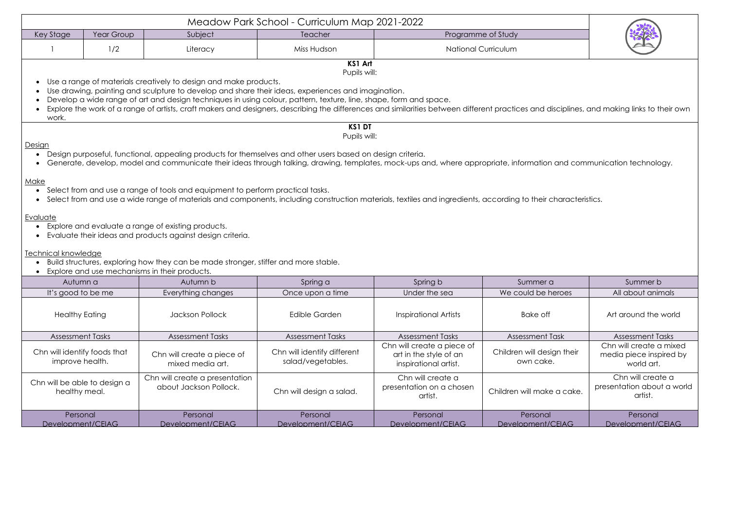# Meadow Park School - Curriculum Map 2021-2022

| Key Stage | Year Group | Subject | Teacher | Programme of Study |
|---|---|---|---|---|
| 1 | 1/2 | Literacy | Miss Hudson | National Curriculum |

## KS1 Art

Pupils will:

- Use a range of materials creatively to design and make products.
- Use drawing, painting and sculpture to develop and share their ideas, experiences and imagination.
- Develop a wide range of art and design techniques in using colour, pattern, texture, line, shape, form and space.
- Explore the work of a range of artists, craft makers and designers, describing the differences and similarities between different practices and disciplines, and making links to their own work.

## KS1 DT

Pupils will:

Design

- Design purposeful, functional, appealing products for themselves and other users based on design criteria.
- Generate, develop, model and communicate their ideas through talking, drawing, templates, mock-ups and, where appropriate, information and communication technology.

Make

- Select from and use a range of tools and equipment to perform practical tasks.
- Select from and use a wide range of materials and components, including construction materials, textiles and ingredients, according to their characteristics.

Evaluate

- Explore and evaluate a range of existing products.
- Evaluate their ideas and products against design criteria.

Technical knowledge

- Build structures, exploring how they can be made stronger, stiffer and more stable.
- Explore and use mechanisms in their products.

| Autumn a | Autumn b | Spring a | Spring b | Summer a | Summer b |
|---|---|---|---|---|---|
| It's good to be me | Everything changes | Once upon a time | Under the sea | We could be heroes | All about animals |
| Healthy Eating | Jackson Pollock | Edible Garden | Inspirational Artists | Bake off | Art around the world |
| Assessment Tasks | Assessment Tasks | Assessment Tasks | Assessment Tasks | Assessment Task | Assessment Tasks |
| Chn will identify foods that improve health. | Chn will create a piece of mixed media art. | Chn will identify different salad/vegetables. | Chn will create a piece of art in the style of an inspirational artist. | Children will design their own cake. | Chn will create a mixed media piece inspired by world art. |
| Chn will be able to design a healthy meal. | Chn will create a presentation about Jackson Pollock. | Chn will design a salad. | Chn will create a presentation on a chosen artist. | Children will make a cake. | Chn will create a presentation about a world artist. |
| Personal Development/CEIAG | Personal Development/CEIAG | Personal Development/CEIAG | Personal Development/CEIAG | Personal Development/CEIAG | Personal Development/CEIAG |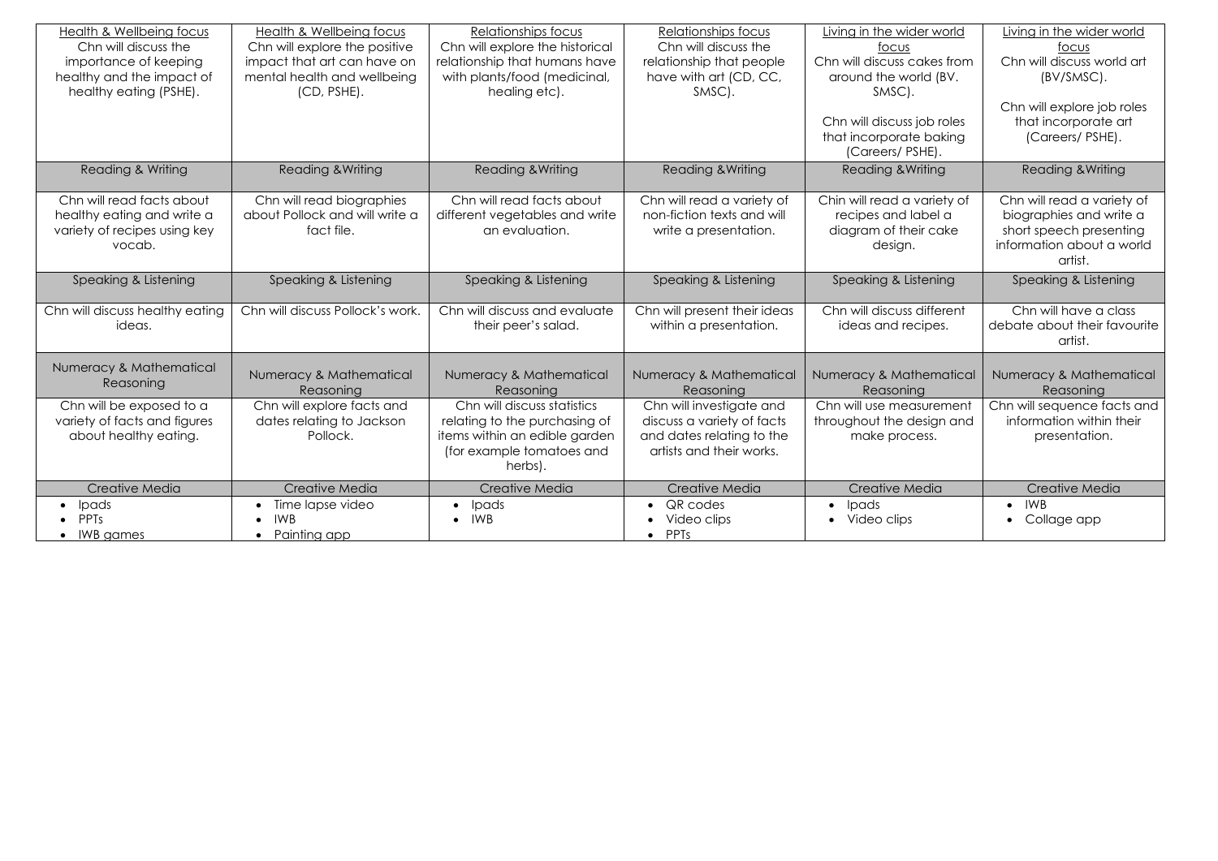| | | | | | |
|---|---|---|---|---|---|
| Health & Wellbeing focus<br>Chn will discuss the importance of keeping healthy and the impact of healthy eating (PSHE). | Health & Wellbeing focus<br>Chn will explore the positive impact that art can have on mental health and wellbeing (CD, PSHE). | Relationships focus<br>Chn will explore the historical relationship that humans have with plants/food (medicinal, healing etc). | Relationships focus<br>Chn will discuss the relationship that people have with art (CD, CC, SMSC). | Living in the wider world focus<br>Chn will discuss cakes from around the world (BV. SMSC).<br><br>Chn will discuss job roles that incorporate baking (Careers/ PSHE). | Living in the wider world focus<br>Chn will discuss world art (BV/SMSC).<br><br>Chn will explore job roles that incorporate art (Careers/ PSHE). |
| Reading & Writing | Reading &Writing | Reading &Writing | Reading &Writing | Reading &Writing | Reading &Writing |
| Chn will read facts about healthy eating and write a variety of recipes using key vocab. | Chn will read biographies about Pollock and will write a fact file. | Chn will read facts about different vegetables and write an evaluation. | Chn will read a variety of non-fiction texts and will write a presentation. | Chin will read a variety of recipes and label a diagram of their cake design. | Chn will read a variety of biographies and write a short speech presenting information about a world artist. |
| Speaking & Listening | Speaking & Listening | Speaking & Listening | Speaking & Listening | Speaking & Listening | Speaking & Listening |
| Chn will discuss healthy eating ideas. | Chn will discuss Pollock's work. | Chn will discuss and evaluate their peer's salad. | Chn will present their ideas within a presentation. | Chn will discuss different ideas and recipes. | Chn will have a class debate about their favourite artist. |
| Numeracy & Mathematical Reasoning | Numeracy & Mathematical Reasoning | Numeracy & Mathematical Reasoning | Numeracy & Mathematical Reasoning | Numeracy & Mathematical Reasoning | Numeracy & Mathematical Reasoning |
| Chn will be exposed to a variety of facts and figures about healthy eating. | Chn will explore facts and dates relating to Jackson Pollock. | Chn will discuss statistics relating to the purchasing of items within an edible garden (for example tomatoes and herbs). | Chn will investigate and discuss a variety of facts and dates relating to the artists and their works. | Chn will use measurement throughout the design and make process. | Chn will sequence facts and information within their presentation. |
| Creative Media | Creative Media | Creative Media | Creative Media | Creative Media | Creative Media |
| • Ipads<br>• PPTs<br>• IWB games | • Time lapse video<br>• IWB<br>• Painting app | • Ipads<br>• IWB | • QR codes<br>• Video clips<br>• PPTs | • Ipads<br>• Video clips | • IWB<br>• Collage app |